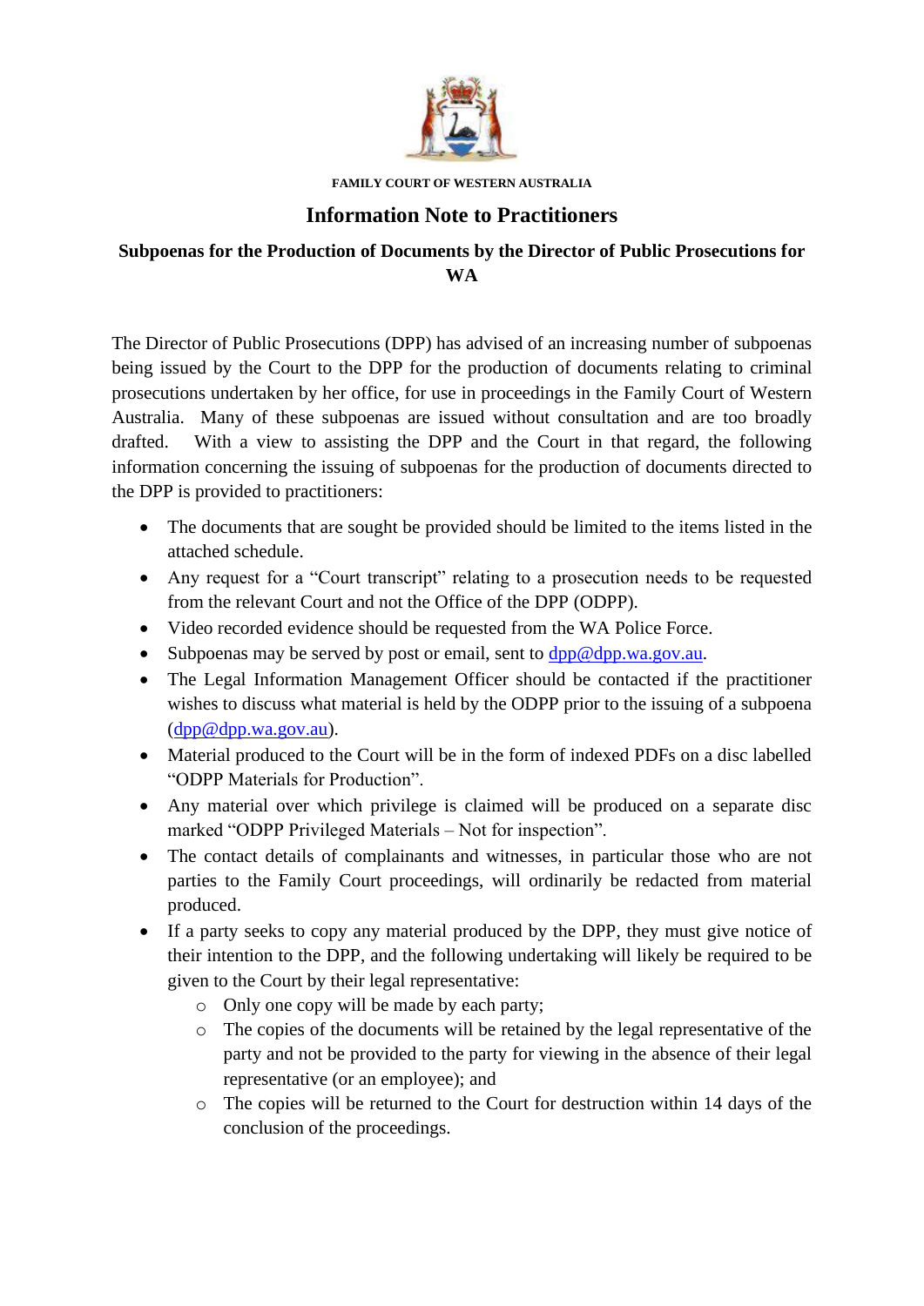FAMILY COURT OF WESTERN AUSTRALIA

# Information Note to Practitioners

## Subpoenas for the Production of Documents by the Director of Public Prosecutions for WA

The Director of Public Prosecutions (DPP) has advised of an increasing number of subpoenas being issued by the Court to the DPP for the production of documents relating to criminal prosecutions undertaken by her office, for use in proceedings in the Family Court of Western Australia. Many of these subpoenas are issued without consultation and are too broadly drafted. With a view to assisting the DPP and the Court in that regard, the following information concerning the issuing of subpoenas for the production of documents directed to the DPP is provided to practitioners:

- The documents that are sought be provided should be limited to the items listed in the attached schedule.
- Any request for a "Court transcript" relating to a prosecution needs to be requested from the relevant Court and not the Office of the DPP (ODPP).
- Video recorded evidence should be requested from the WA Police Force.
- Subpoenas may be served by post or email, sent to dpp@dpp.wa.gov.au.
- The Legal Information Management Officer should be contacted if the practitioner wishes to discuss what material is held by the ODPP prior to the issuing of a subpoena (dpp@dpp.wa.gov.au).
- Material produced to the Court will be in the form of indexed PDFs on a disc labelled "ODPP Materials for Production".
- Any material over which privilege is claimed will be produced on a separate disc marked "ODPP Privileged Materials – Not for inspection".
- The contact details of complainants and witnesses, in particular those who are not parties to the Family Court proceedings, will ordinarily be redacted from material produced.
- If a party seeks to copy any material produced by the DPP, they must give notice of their intention to the DPP, and the following undertaking will likely be required to be given to the Court by their legal representative:
  - Only one copy will be made by each party;
  - The copies of the documents will be retained by the legal representative of the party and not be provided to the party for viewing in the absence of their legal representative (or an employee); and
  - The copies will be returned to the Court for destruction within 14 days of the conclusion of the proceedings.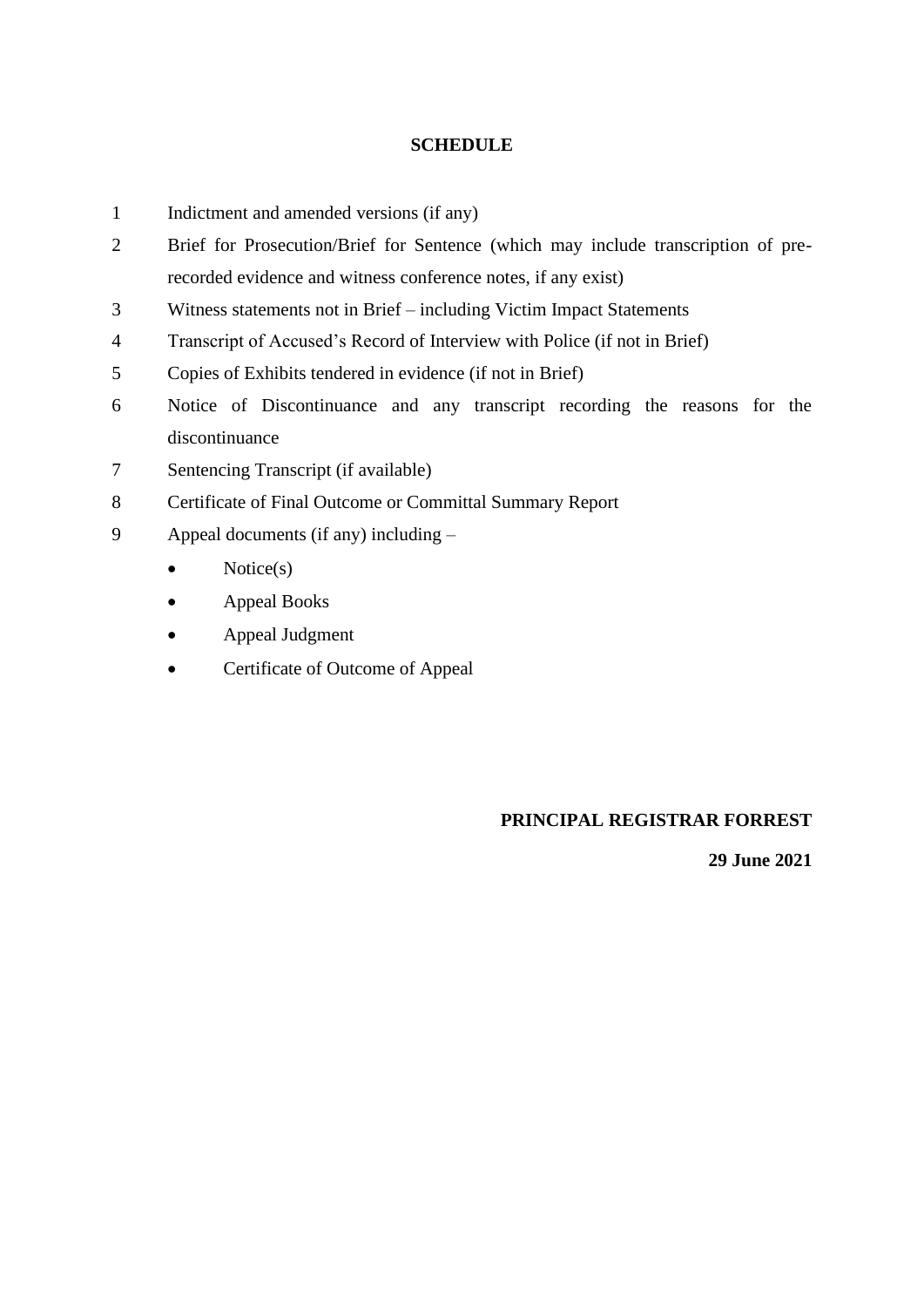**SCHEDULE**

1. Indictment and amended versions (if any)
2. Brief for Prosecution/Brief for Sentence (which may include transcription of pre-recorded evidence and witness conference notes, if any exist)
3. Witness statements not in Brief – including Victim Impact Statements
4. Transcript of Accused's Record of Interview with Police (if not in Brief)
5. Copies of Exhibits tendered in evidence (if not in Brief)
6. Notice of Discontinuance and any transcript recording the reasons for the discontinuance
7. Sentencing Transcript (if available)
8. Certificate of Final Outcome or Committal Summary Report
9. Appeal documents (if any) including –
   - Notice(s)
   - Appeal Books
   - Appeal Judgment
   - Certificate of Outcome of Appeal

**PRINCIPAL REGISTRAR FORREST**

**29 June 2021**